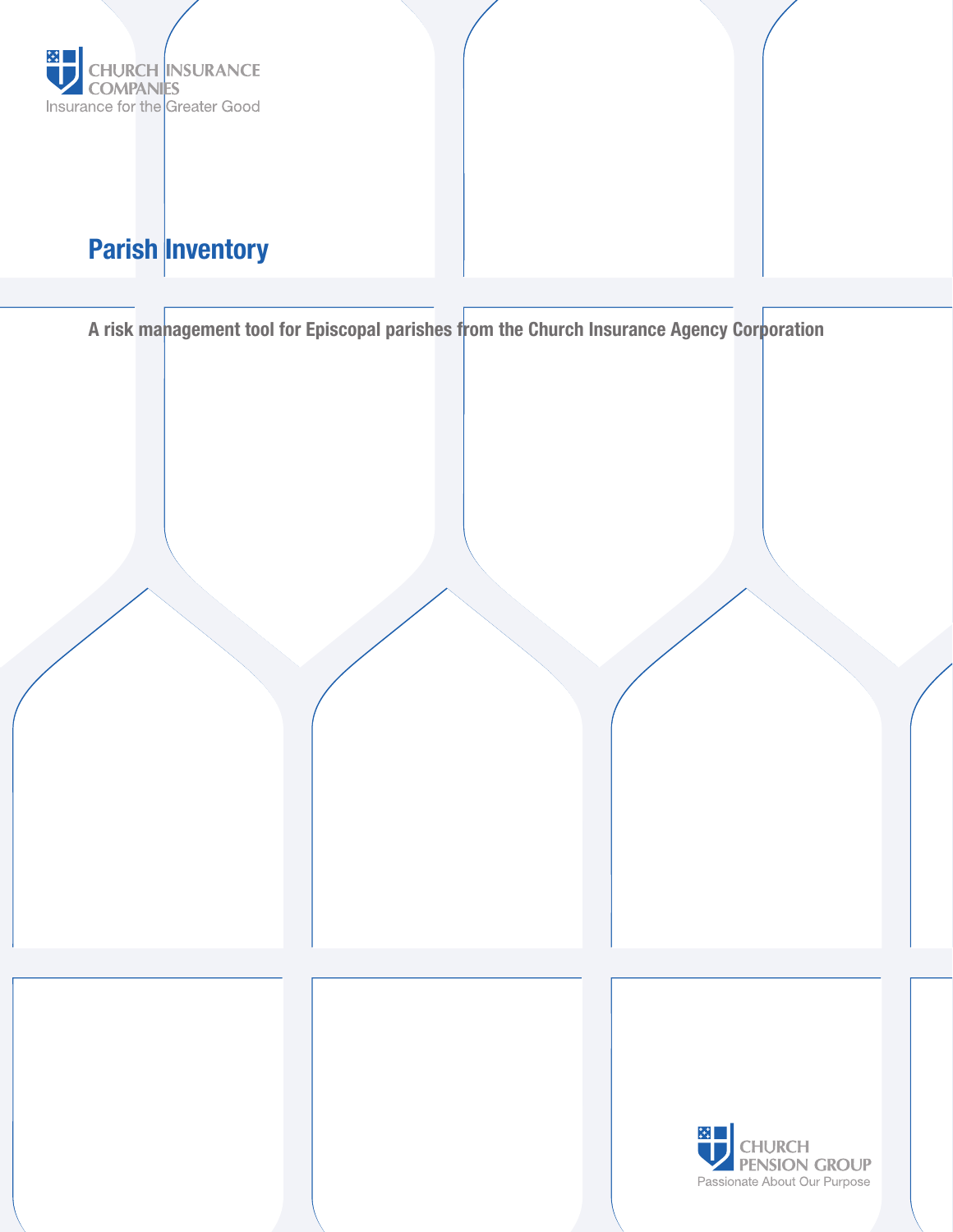CHURCH INSURANCE COMPANIES
Insurance for the Greater Good

# Parish Inventory

**A risk management tool for Episcopal parishes from the Church Insurance Agency Corporation**

CHURCH PENSION GROUP
Passionate About Our Purpose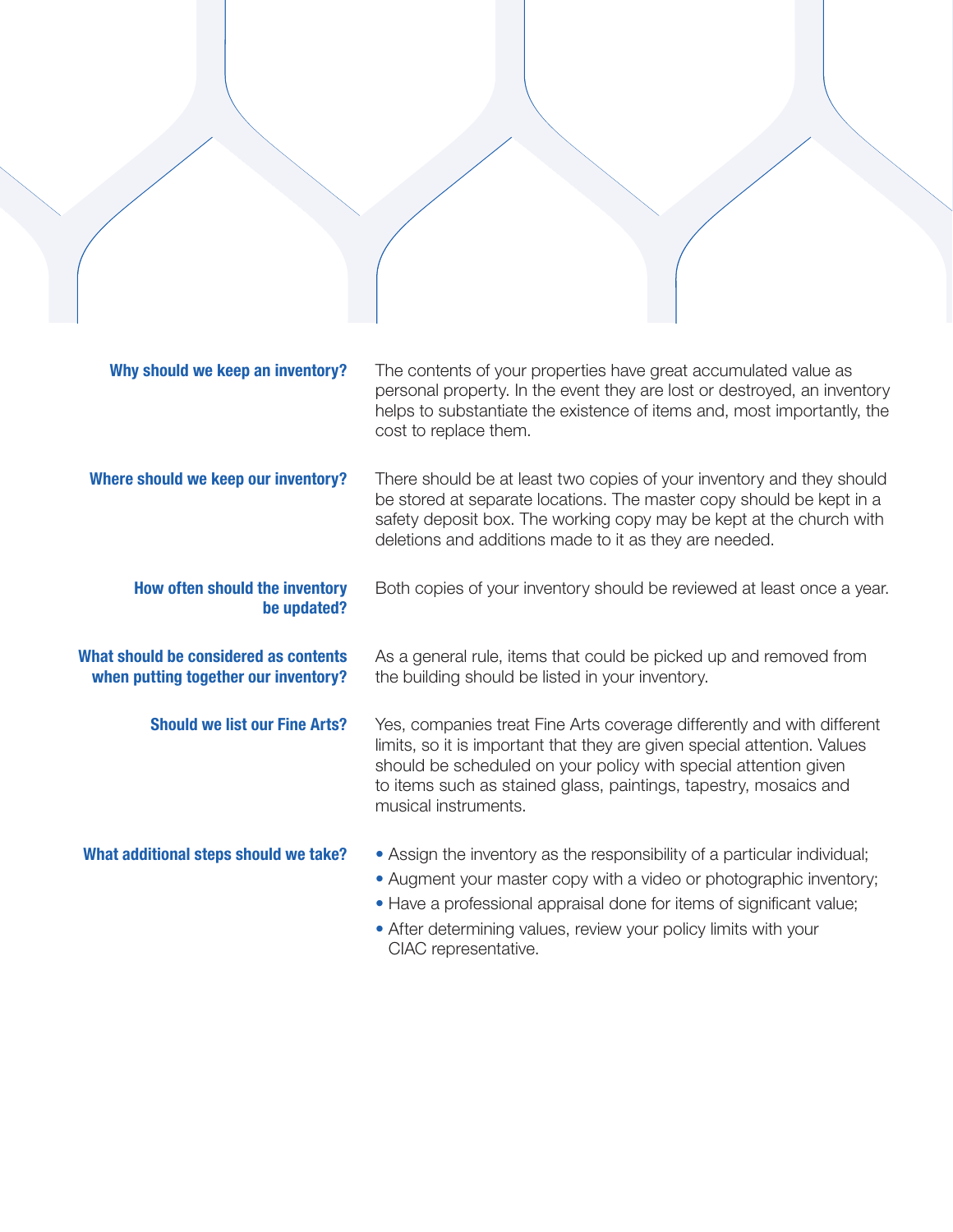**Why should we keep an inventory?**

The contents of your properties have great accumulated value as personal property. In the event they are lost or destroyed, an inventory helps to substantiate the existence of items and, most importantly, the cost to replace them.

**Where should we keep our inventory?**

There should be at least two copies of your inventory and they should be stored at separate locations. The master copy should be kept in a safety deposit box. The working copy may be kept at the church with deletions and additions made to it as they are needed.

**How often should the inventory be updated?**

Both copies of your inventory should be reviewed at least once a year.

**What should be considered as contents when putting together our inventory?**

As a general rule, items that could be picked up and removed from the building should be listed in your inventory.

**Should we list our Fine Arts?**

Yes, companies treat Fine Arts coverage differently and with different limits, so it is important that they are given special attention. Values should be scheduled on your policy with special attention given to items such as stained glass, paintings, tapestry, mosaics and musical instruments.

**What additional steps should we take?**

- Assign the inventory as the responsibility of a particular individual;
- Augment your master copy with a video or photographic inventory;
- Have a professional appraisal done for items of significant value;
- After determining values, review your policy limits with your CIAC representative.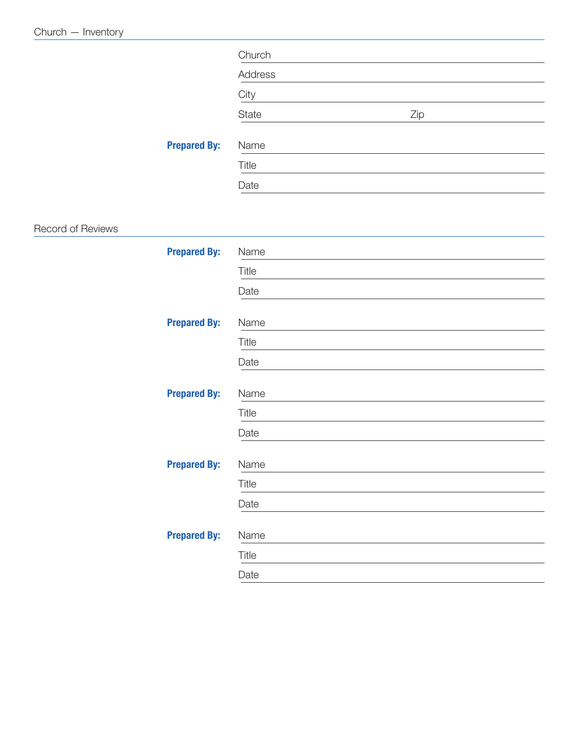## Church — Inventory

Church

Address

City

State Zip

**Prepared By:**

Name

Title

Date

## Record of Reviews

**Prepared By:**

Name

Title

Date

**Prepared By:**

Name

Title

Date

**Prepared By:**

Name

Title

Date

**Prepared By:**

Name

Title

Date

**Prepared By:**

Name

Title

Date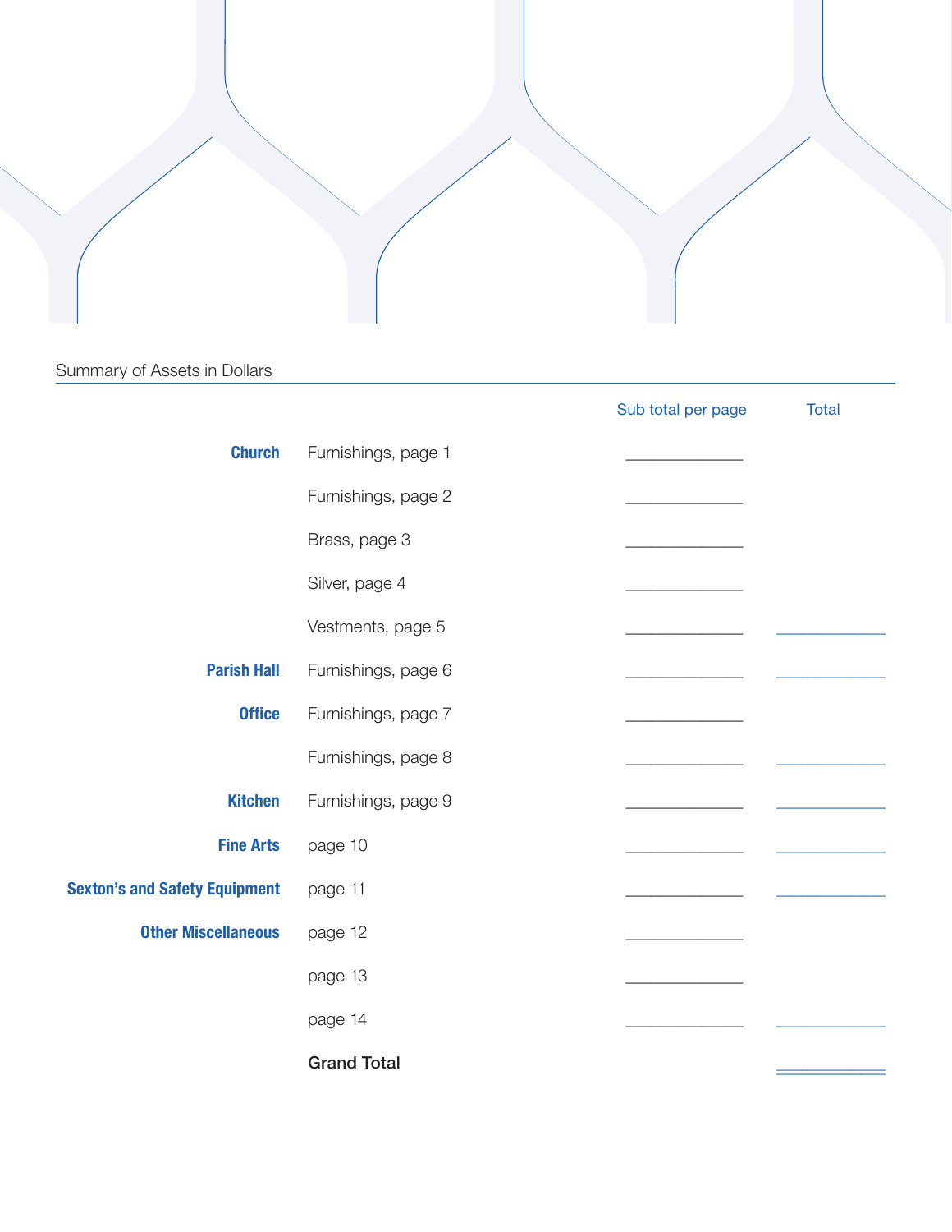## Summary of Assets in Dollars

| | | Sub total per page | Total |
|---|---|---|---|
| **Church** | Furnishings, page 1 | ____________ | |
| | Furnishings, page 2 | ____________ | |
| | Brass, page 3 | ____________ | |
| | Silver, page 4 | ____________ | |
| | Vestments, page 5 | ____________ | ____________ |
| **Parish Hall** | Furnishings, page 6 | ____________ | ____________ |
| **Office** | Furnishings, page 7 | ____________ | |
| | Furnishings, page 8 | ____________ | ____________ |
| **Kitchen** | Furnishings, page 9 | ____________ | ____________ |
| **Fine Arts** | page 10 | ____________ | ____________ |
| **Sexton's and Safety Equipment** | page 11 | ____________ | ____________ |
| **Other Miscellaneous** | page 12 | ____________ | |
| | page 13 | ____________ | |
| | page 14 | ____________ | ____________ |
| | **Grand Total** | | ____________ |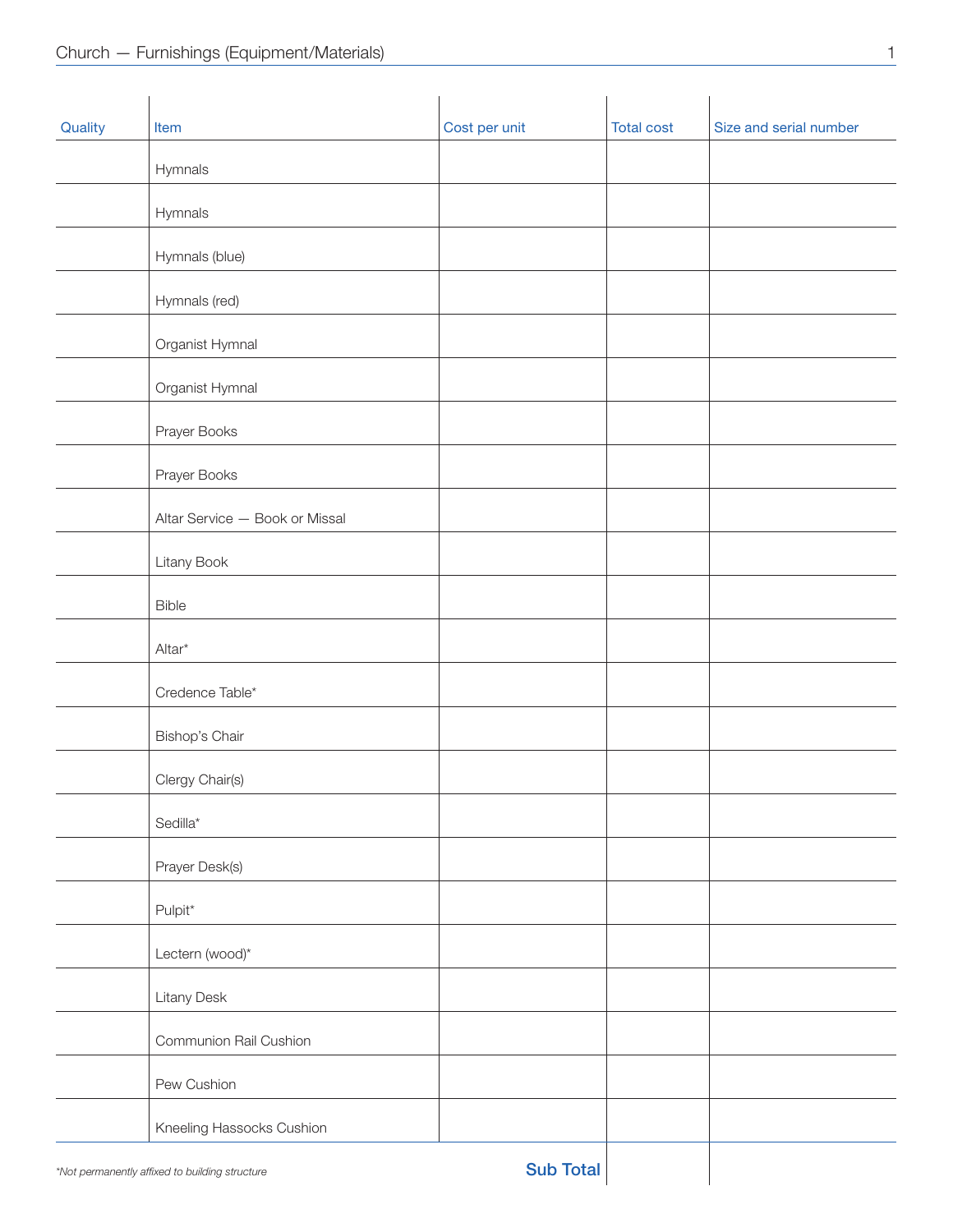## Church — Furnishings (Equipment/Materials)

| Quality | Item | Cost per unit | Total cost | Size and serial number |
|---|---|---|---|---|
| | Hymnals | | | |
| | Hymnals | | | |
| | Hymnals (blue) | | | |
| | Hymnals (red) | | | |
| | Organist Hymnal | | | |
| | Organist Hymnal | | | |
| | Prayer Books | | | |
| | Prayer Books | | | |
| | Altar Service — Book or Missal | | | |
| | Litany Book | | | |
| | Bible | | | |
| | Altar* | | | |
| | Credence Table* | | | |
| | Bishop's Chair | | | |
| | Clergy Chair(s) | | | |
| | Sedilla* | | | |
| | Prayer Desk(s) | | | |
| | Pulpit* | | | |
| | Lectern (wood)* | | | |
| | Litany Desk | | | |
| | Communion Rail Cushion | | | |
| | Pew Cushion | | | |
| | Kneeling Hassocks Cushion | | | |
| | | **Sub Total** | | |

*\*Not permanently affixed to building structure*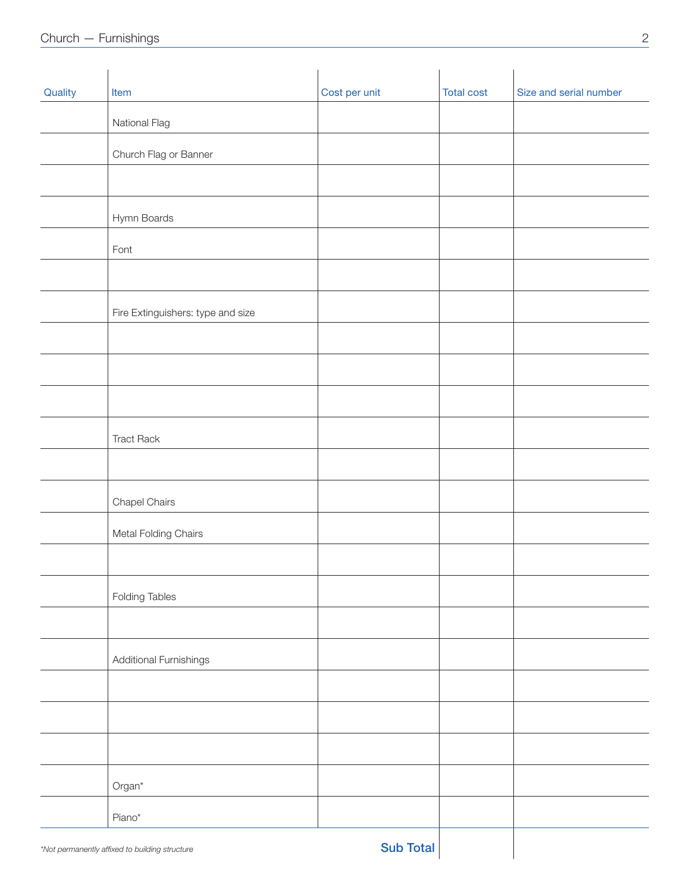| Quality | Item | Cost per unit | Total cost | Size and serial number |
|---|---|---|---|---|
| | National Flag | | | |
| | Church Flag or Banner | | | |
| | | | | |
| | Hymn Boards | | | |
| | Font | | | |
| | | | | |
| | Fire Extinguishers: type and size | | | |
| | | | | |
| | | | | |
| | | | | |
| | Tract Rack | | | |
| | | | | |
| | Chapel Chairs | | | |
| | Metal Folding Chairs | | | |
| | | | | |
| | Folding Tables | | | |
| | | | | |
| | Additional Furnishings | | | |
| | | | | |
| | | | | |
| | | | | |
| | Organ* | | | |
| | Piano* | | | |
| | | **Sub Total** | | |

*Not permanently affixed to building structure*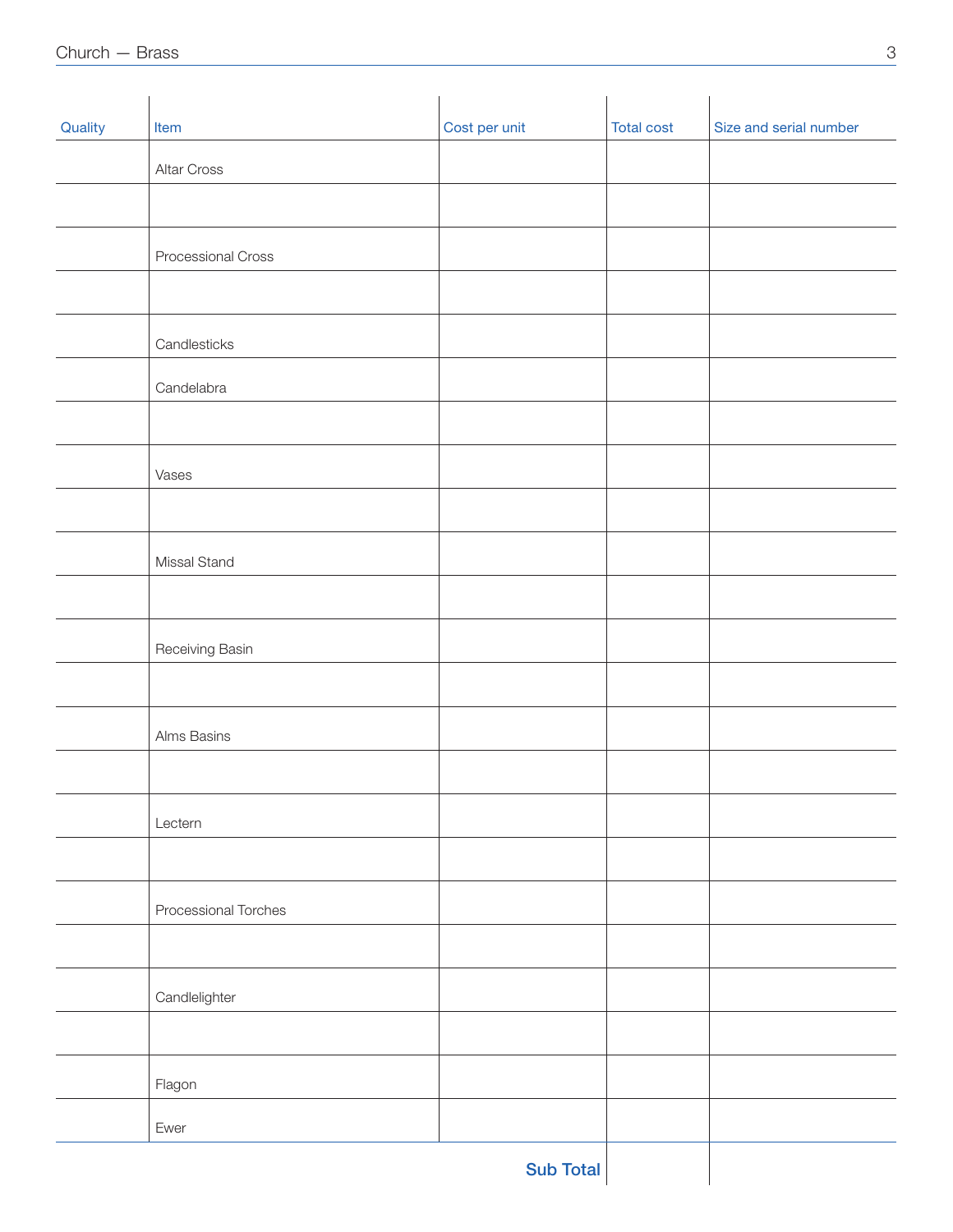| Quality | Item | Cost per unit | Total cost | Size and serial number |
|---|---|---|---|---|
| | Altar Cross | | | |
| | | | | |
| | Processional Cross | | | |
| | | | | |
| | Candlesticks | | | |
| | Candelabra | | | |
| | | | | |
| | Vases | | | |
| | | | | |
| | Missal Stand | | | |
| | | | | |
| | Receiving Basin | | | |
| | | | | |
| | Alms Basins | | | |
| | | | | |
| | Lectern | | | |
| | | | | |
| | Processional Torches | | | |
| | | | | |
| | Candlelighter | | | |
| | | | | |
| | Flagon | | | |
| | Ewer | | | |
| | | **Sub Total** | | |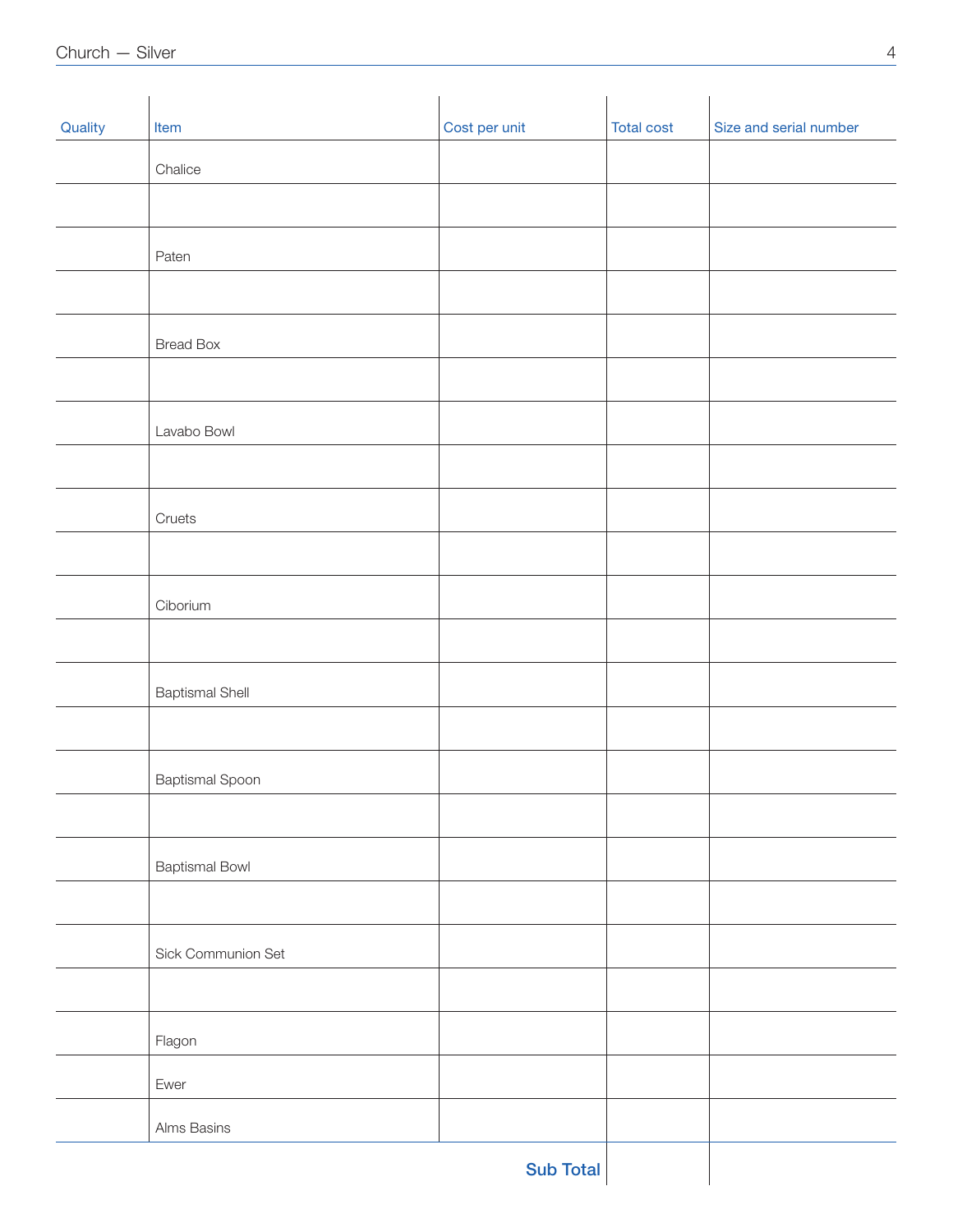| Quality | Item | Cost per unit | Total cost | Size and serial number |
|---|---|---|---|---|
| | Chalice | | | |
| | | | | |
| | Paten | | | |
| | | | | |
| | Bread Box | | | |
| | | | | |
| | Lavabo Bowl | | | |
| | | | | |
| | Cruets | | | |
| | | | | |
| | Ciborium | | | |
| | | | | |
| | Baptismal Shell | | | |
| | | | | |
| | Baptismal Spoon | | | |
| | | | | |
| | Baptismal Bowl | | | |
| | | | | |
| | Sick Communion Set | | | |
| | | | | |
| | Flagon | | | |
| | Ewer | | | |
| | Alms Basins | | | |
| | | **Sub Total** | | |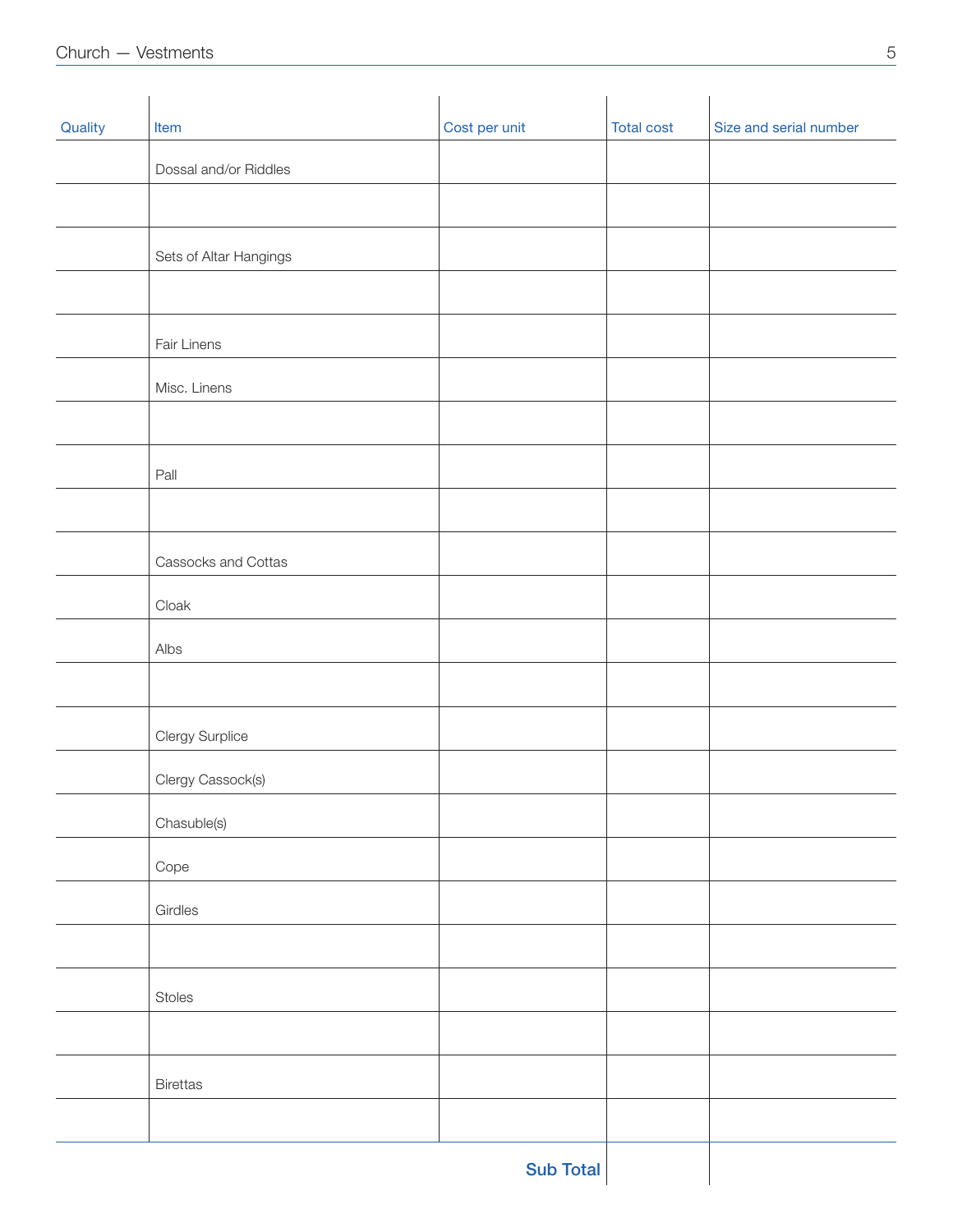| Quality | Item | Cost per unit | Total cost | Size and serial number |
|---|---|---|---|---|
| | Dossal and/or Riddles | | | |
| | | | | |
| | Sets of Altar Hangings | | | |
| | | | | |
| | Fair Linens | | | |
| | Misc. Linens | | | |
| | | | | |
| | Pall | | | |
| | | | | |
| | Cassocks and Cottas | | | |
| | Cloak | | | |
| | Albs | | | |
| | | | | |
| | Clergy Surplice | | | |
| | Clergy Cassock(s) | | | |
| | Chasuble(s) | | | |
| | Cope | | | |
| | Girdles | | | |
| | | | | |
| | Stoles | | | |
| | | | | |
| | Birettas | | | |
| | | | | |
| | | **Sub Total** | | |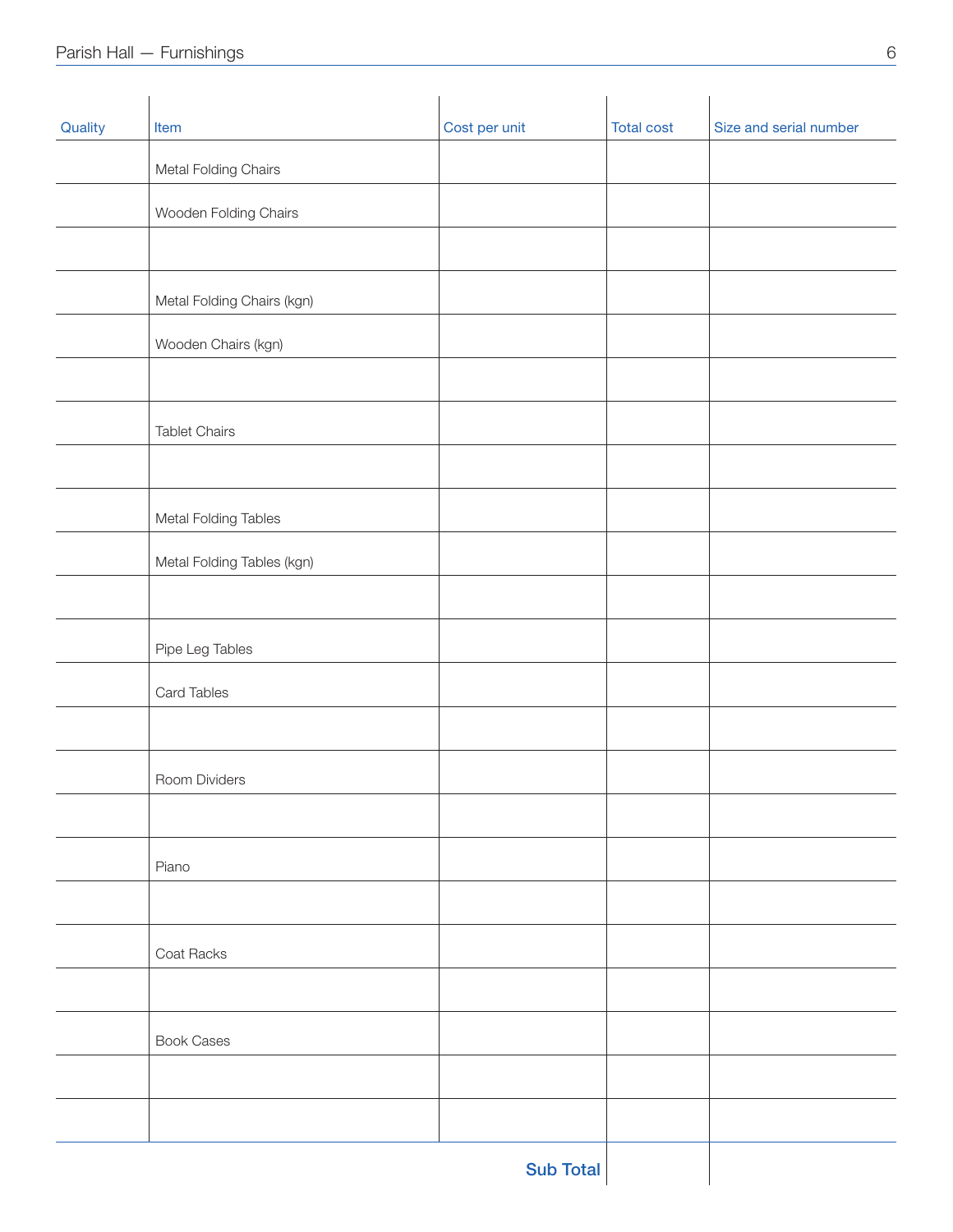| Quality | Item | Cost per unit | Total cost | Size and serial number |
|---|---|---|---|---|
| | Metal Folding Chairs | | | |
| | Wooden Folding Chairs | | | |
| | | | | |
| | Metal Folding Chairs (kgn) | | | |
| | Wooden Chairs (kgn) | | | |
| | | | | |
| | Tablet Chairs | | | |
| | | | | |
| | Metal Folding Tables | | | |
| | Metal Folding Tables (kgn) | | | |
| | | | | |
| | Pipe Leg Tables | | | |
| | Card Tables | | | |
| | | | | |
| | Room Dividers | | | |
| | | | | |
| | Piano | | | |
| | | | | |
| | Coat Racks | | | |
| | | | | |
| | Book Cases | | | |
| | | | | |
| | | | | |
| | | **Sub Total** | | |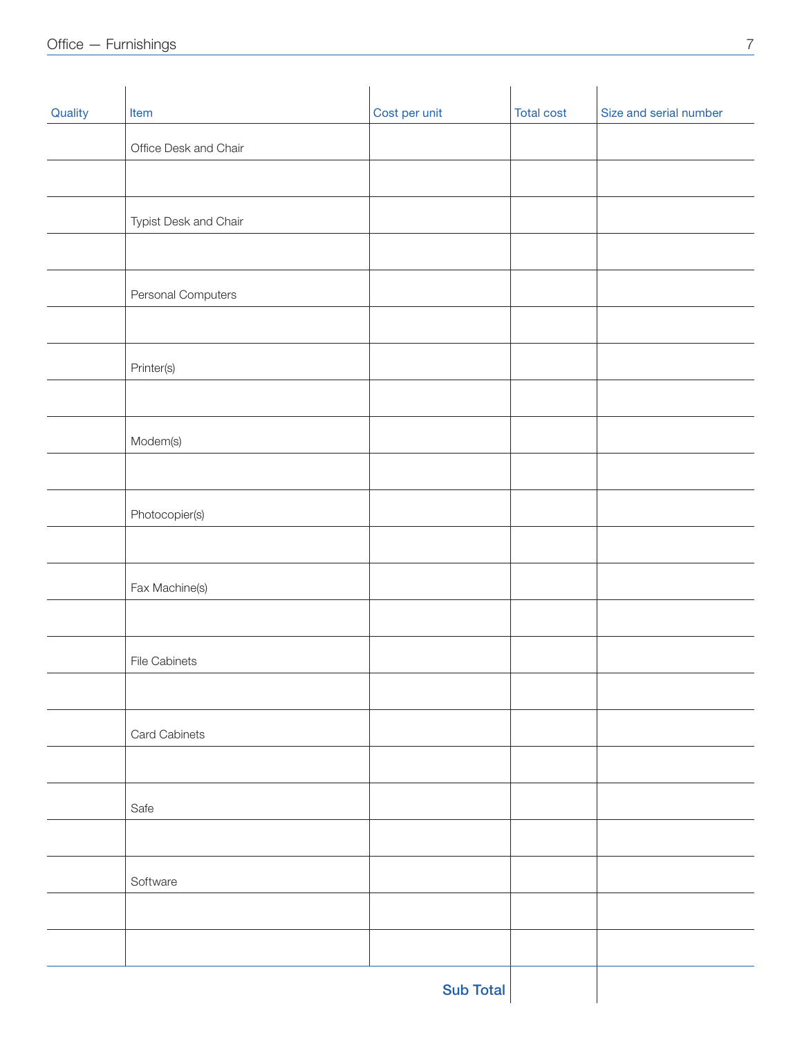| Quality | Item | Cost per unit | Total cost | Size and serial number |
|---|---|---|---|---|
| | Office Desk and Chair | | | |
| | | | | |
| | Typist Desk and Chair | | | |
| | | | | |
| | Personal Computers | | | |
| | | | | |
| | Printer(s) | | | |
| | | | | |
| | Modem(s) | | | |
| | | | | |
| | Photocopier(s) | | | |
| | | | | |
| | Fax Machine(s) | | | |
| | | | | |
| | File Cabinets | | | |
| | | | | |
| | Card Cabinets | | | |
| | | | | |
| | Safe | | | |
| | | | | |
| | Software | | | |
| | | | | |
| | | | | |
| | | **Sub Total** | | |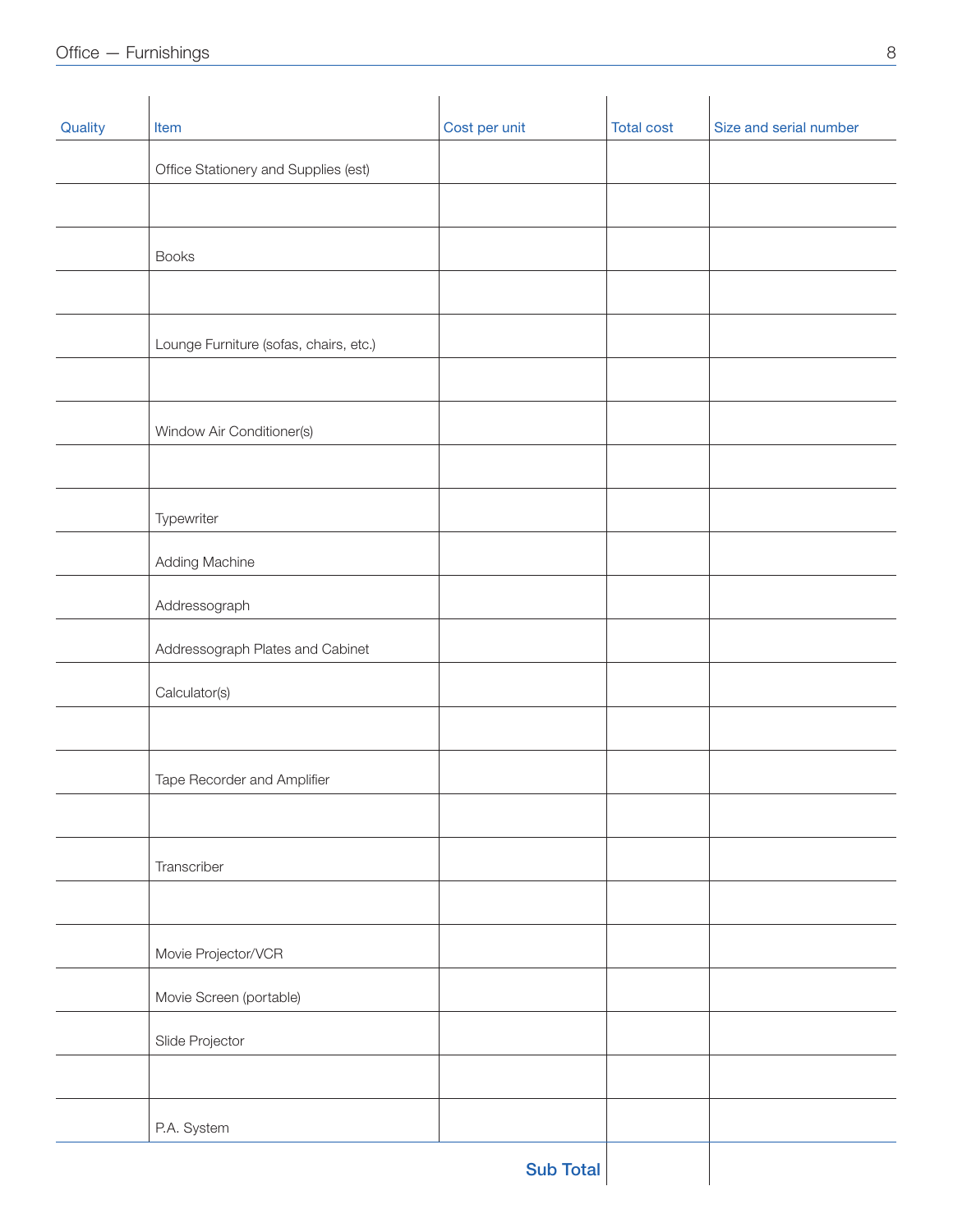| Quality | Item | Cost per unit | Total cost | Size and serial number |
|---|---|---|---|---|
| | Office Stationery and Supplies (est) | | | |
| | | | | |
| | Books | | | |
| | | | | |
| | Lounge Furniture (sofas, chairs, etc.) | | | |
| | | | | |
| | Window Air Conditioner(s) | | | |
| | | | | |
| | Typewriter | | | |
| | Adding Machine | | | |
| | Addressograph | | | |
| | Addressograph Plates and Cabinet | | | |
| | Calculator(s) | | | |
| | | | | |
| | Tape Recorder and Amplifier | | | |
| | | | | |
| | Transcriber | | | |
| | | | | |
| | Movie Projector/VCR | | | |
| | Movie Screen (portable) | | | |
| | Slide Projector | | | |
| | | | | |
| | P.A. System | | | |
| | | **Sub Total** | | |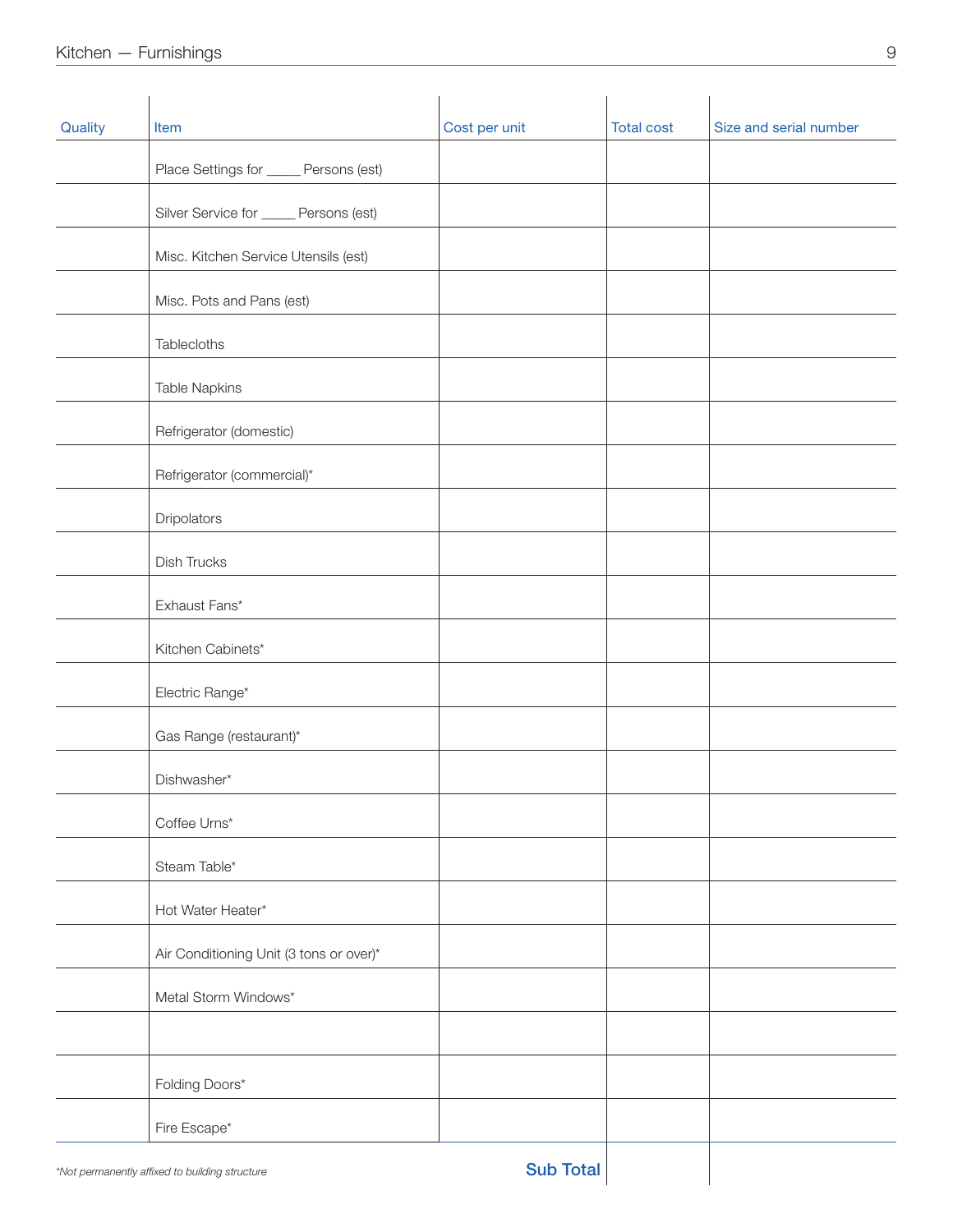# Kitchen — Furnishings

| Quality | Item | Cost per unit | Total cost | Size and serial number |
|---|---|---|---|---|
| | Place Settings for _____ Persons (est) | | | |
| | Silver Service for _____ Persons (est) | | | |
| | Misc. Kitchen Service Utensils (est) | | | |
| | Misc. Pots and Pans (est) | | | |
| | Tablecloths | | | |
| | Table Napkins | | | |
| | Refrigerator (domestic) | | | |
| | Refrigerator (commercial)* | | | |
| | Dripolators | | | |
| | Dish Trucks | | | |
| | Exhaust Fans* | | | |
| | Kitchen Cabinets* | | | |
| | Electric Range* | | | |
| | Gas Range (restaurant)* | | | |
| | Dishwasher* | | | |
| | Coffee Urns* | | | |
| | Steam Table* | | | |
| | Hot Water Heater* | | | |
| | Air Conditioning Unit (3 tons or over)* | | | |
| | Metal Storm Windows* | | | |
| | | | | |
| | Folding Doors* | | | |
| | Fire Escape* | | | |
| | | **Sub Total** | | |

*Not permanently affixed to building structure*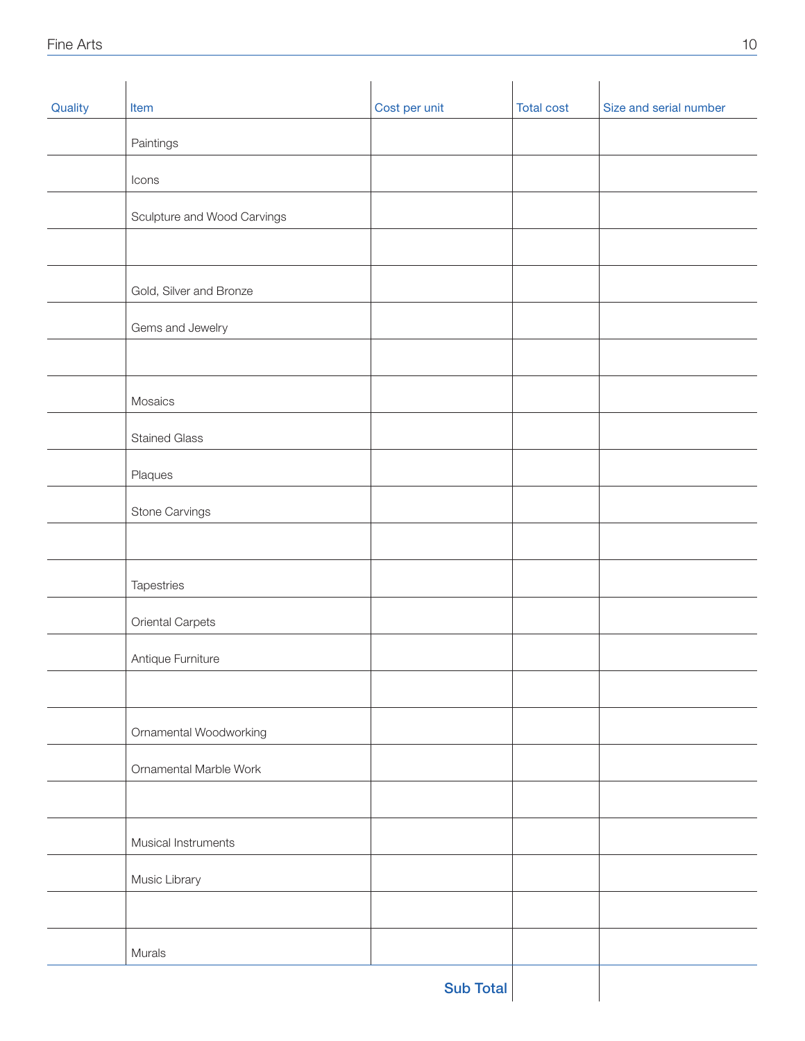# Fine Arts

| Quality | Item | Cost per unit | Total cost | Size and serial number |
|---|---|---|---|---|
| | Paintings | | | |
| | Icons | | | |
| | Sculpture and Wood Carvings | | | |
| | | | | |
| | Gold, Silver and Bronze | | | |
| | Gems and Jewelry | | | |
| | | | | |
| | Mosaics | | | |
| | Stained Glass | | | |
| | Plaques | | | |
| | Stone Carvings | | | |
| | | | | |
| | Tapestries | | | |
| | Oriental Carpets | | | |
| | Antique Furniture | | | |
| | | | | |
| | Ornamental Woodworking | | | |
| | Ornamental Marble Work | | | |
| | | | | |
| | Musical Instruments | | | |
| | Music Library | | | |
| | | | | |
| | Murals | | | |
| | | **Sub Total** | | |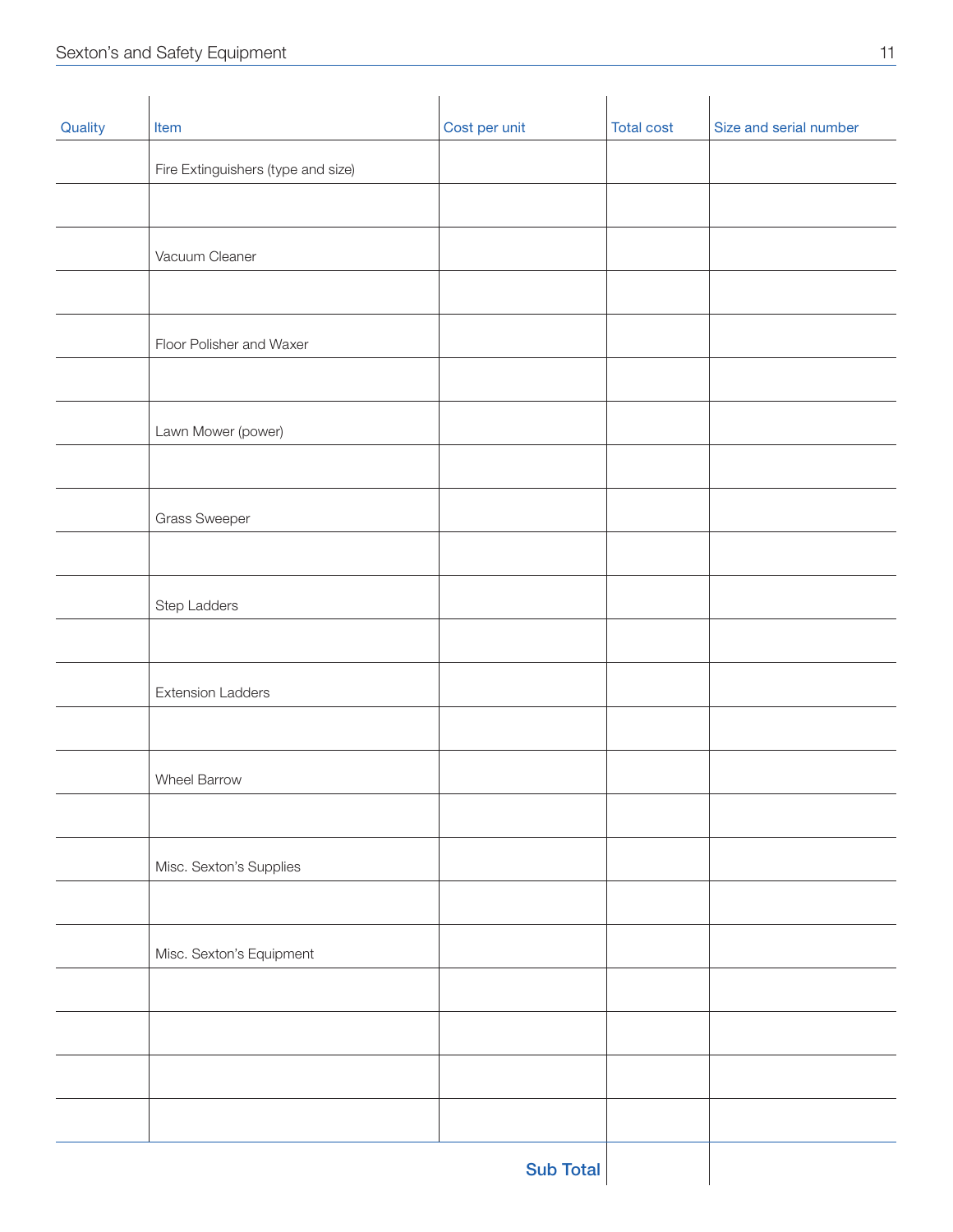| Quality | Item | Cost per unit | Total cost | Size and serial number |
|---|---|---|---|---|
| | Fire Extinguishers (type and size) | | | |
| | | | | |
| | Vacuum Cleaner | | | |
| | | | | |
| | Floor Polisher and Waxer | | | |
| | | | | |
| | Lawn Mower (power) | | | |
| | | | | |
| | Grass Sweeper | | | |
| | | | | |
| | Step Ladders | | | |
| | | | | |
| | Extension Ladders | | | |
| | | | | |
| | Wheel Barrow | | | |
| | | | | |
| | Misc. Sexton's Supplies | | | |
| | | | | |
| | Misc. Sexton's Equipment | | | |
| | | | | |
| | | | | |
| | | | | |
| | | | | |
| | | **Sub Total** | | |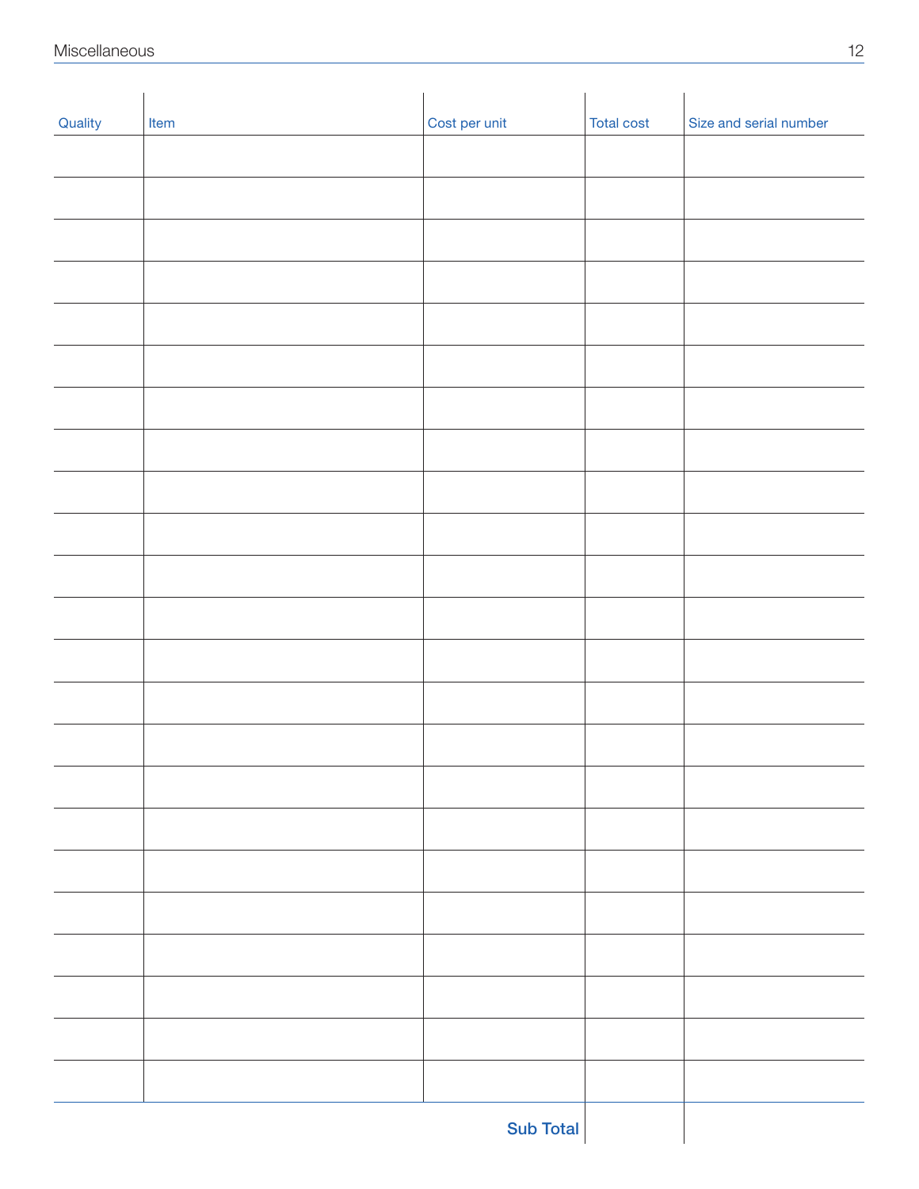| Quality | Item | Cost per unit | Total cost | Size and serial number |
|---|---|---|---|---|
| | | | | |
| | | | | |
| | | | | |
| | | | | |
| | | | | |
| | | | | |
| | | | | |
| | | | | |
| | | | | |
| | | | | |
| | | | | |
| | | | | |
| | | | | |
| | | | | |
| | | | | |
| | | | | |
| | | | | |
| | | | | |
| | | | | |
| | | | | |
| | | | | |
| | | | | |
| | | | | |
| | | **Sub Total** | | |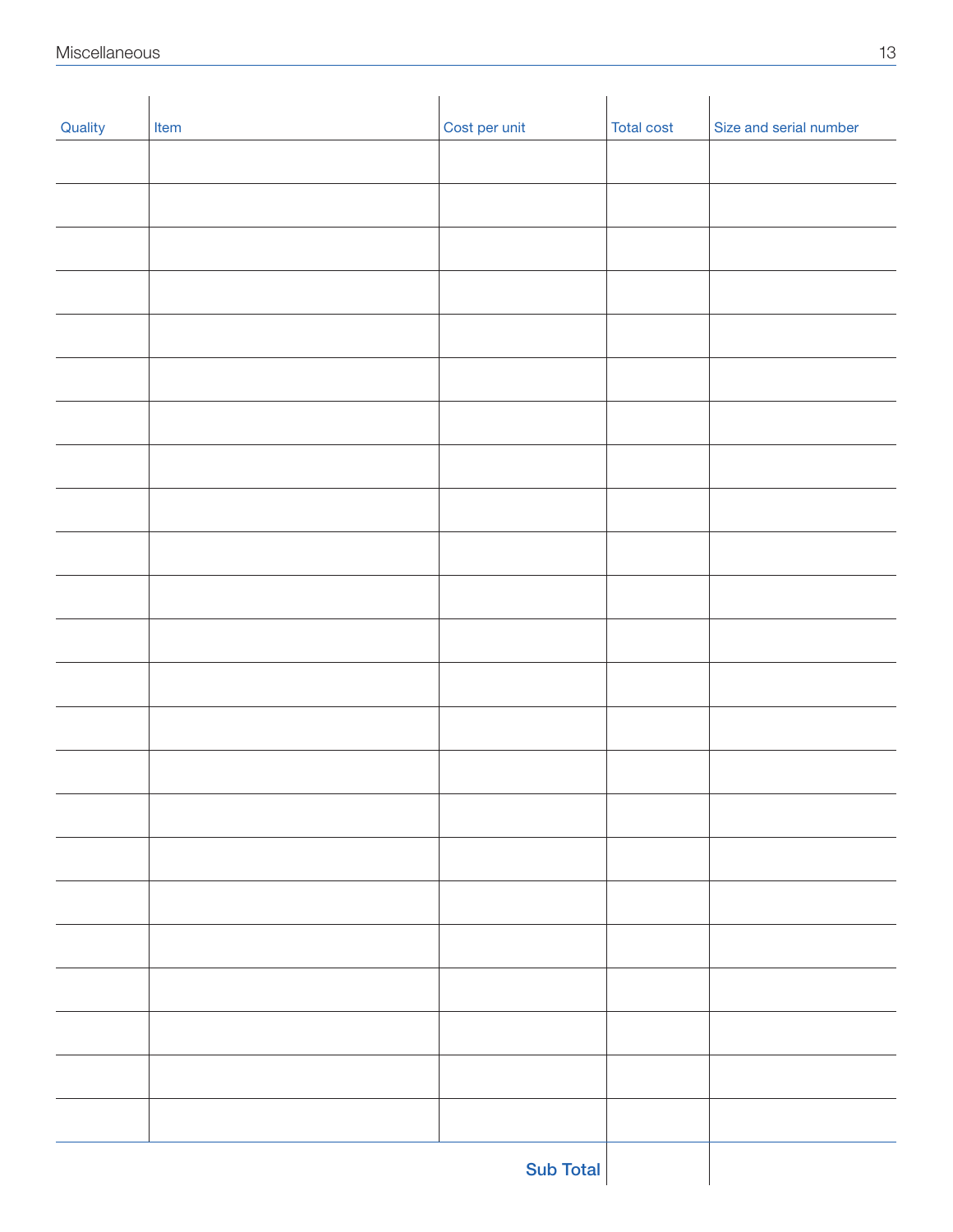# Miscellaneous

| Quality | Item | Cost per unit | Total cost | Size and serial number |
|---|---|---|---|---|
| | | | | |
| | | | | |
| | | | | |
| | | | | |
| | | | | |
| | | | | |
| | | | | |
| | | | | |
| | | | | |
| | | | | |
| | | | | |
| | | | | |
| | | | | |
| | | | | |
| | | | | |
| | | | | |
| | | | | |
| | | | | |
| | | | | |
| | | | | |
| | | | | |
| | | | | |
| | | | | |
| | | **Sub Total** | | |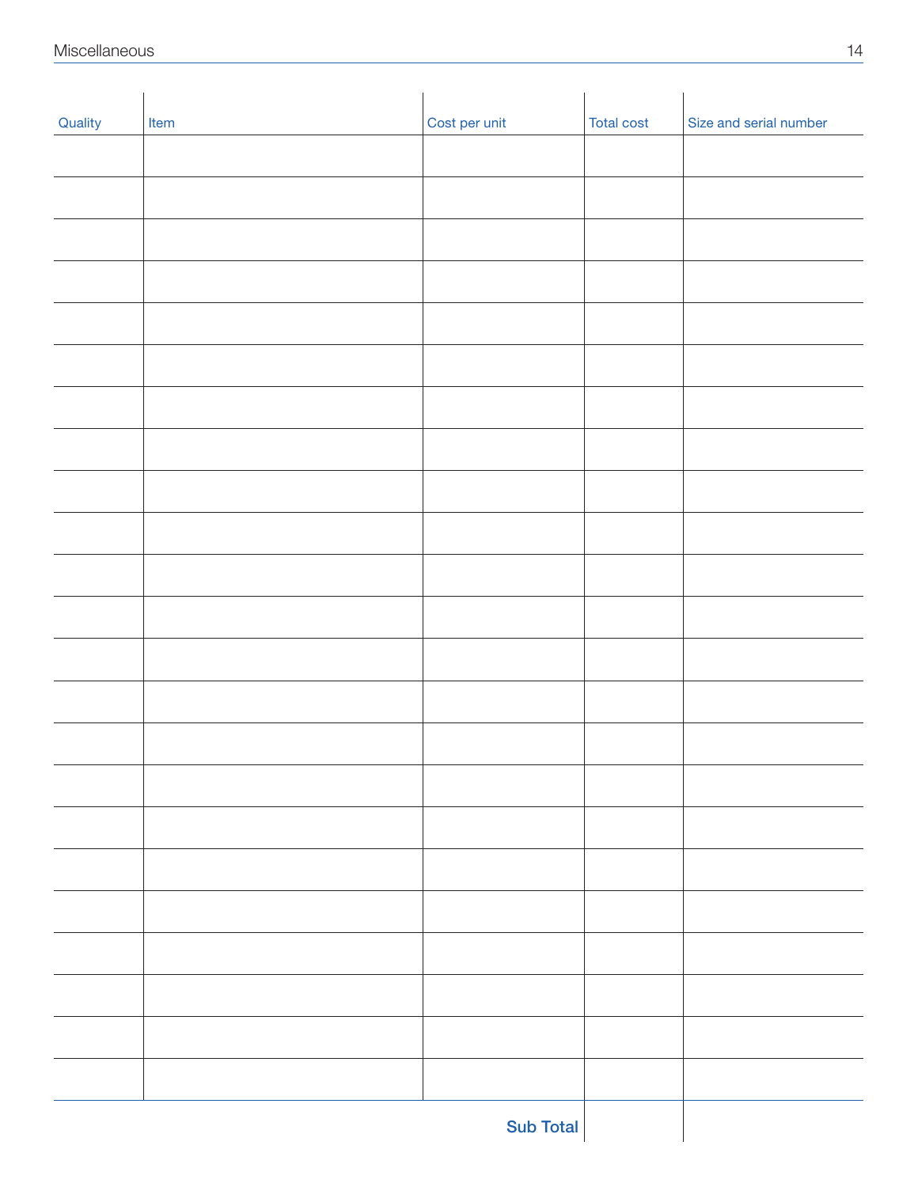# Miscellaneous

| Quality | Item | Cost per unit | Total cost | Size and serial number |
|---|---|---|---|---|
| | | | | |
| | | | | |
| | | | | |
| | | | | |
| | | | | |
| | | | | |
| | | | | |
| | | | | |
| | | | | |
| | | | | |
| | | | | |
| | | | | |
| | | | | |
| | | | | |
| | | | | |
| | | | | |
| | | | | |
| | | | | |
| | | | | |
| | | | | |
| | | | | |
| | | | | |
| | | | | |
| | | **Sub Total** | | |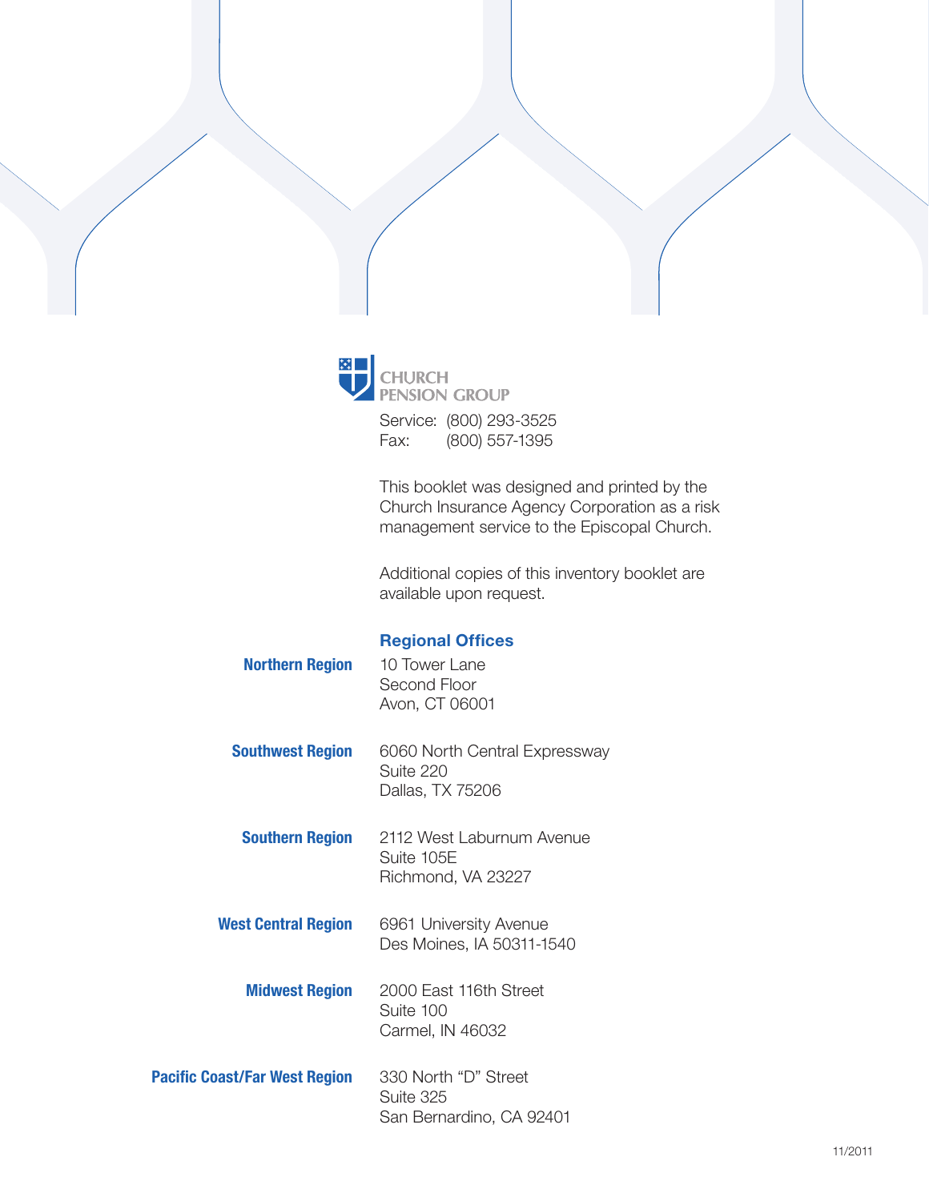CHURCH PENSION GROUP

Service: (800) 293-3525
Fax: (800) 557-1395

This booklet was designed and printed by the Church Insurance Agency Corporation as a risk management service to the Episcopal Church.

Additional copies of this inventory booklet are available upon request.

## Regional Offices

**Northern Region**
10 Tower Lane
Second Floor
Avon, CT 06001

**Southwest Region**
6060 North Central Expressway
Suite 220
Dallas, TX 75206

**Southern Region**
2112 West Laburnum Avenue
Suite 105E
Richmond, VA 23227

**West Central Region**
6961 University Avenue
Des Moines, IA 50311-1540

**Midwest Region**
2000 East 116th Street
Suite 100
Carmel, IN 46032

**Pacific Coast/Far West Region**
330 North "D" Street
Suite 325
San Bernardino, CA 92401

11/2011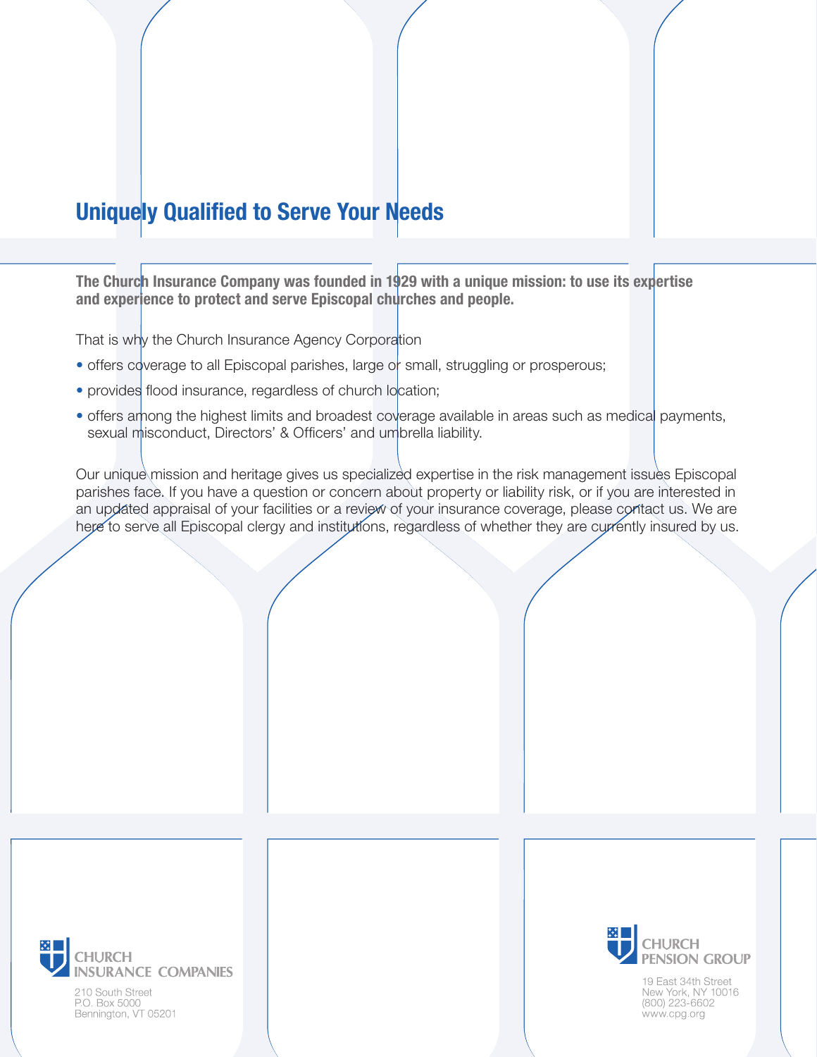## Uniquely Qualified to Serve Your Needs

**The Church Insurance Company was founded in 1929 with a unique mission: to use its expertise and experience to protect and serve Episcopal churches and people.**

That is why the Church Insurance Agency Corporation

- offers coverage to all Episcopal parishes, large or small, struggling or prosperous;
- provides flood insurance, regardless of church location;
- offers among the highest limits and broadest coverage available in areas such as medical payments, sexual misconduct, Directors' & Officers' and umbrella liability.

Our unique mission and heritage gives us specialized expertise in the risk management issues Episcopal parishes face. If you have a question or concern about property or liability risk, or if you are interested in an updated appraisal of your facilities or a review of your insurance coverage, please contact us. We are here to serve all Episcopal clergy and institutions, regardless of whether they are currently insured by us.

CHURCH INSURANCE COMPANIES

210 South Street
P.O. Box 5000
Bennington, VT 05201

CHURCH PENSION GROUP

19 East 34th Street
New York, NY 10016
(800) 223-6602
www.cpg.org